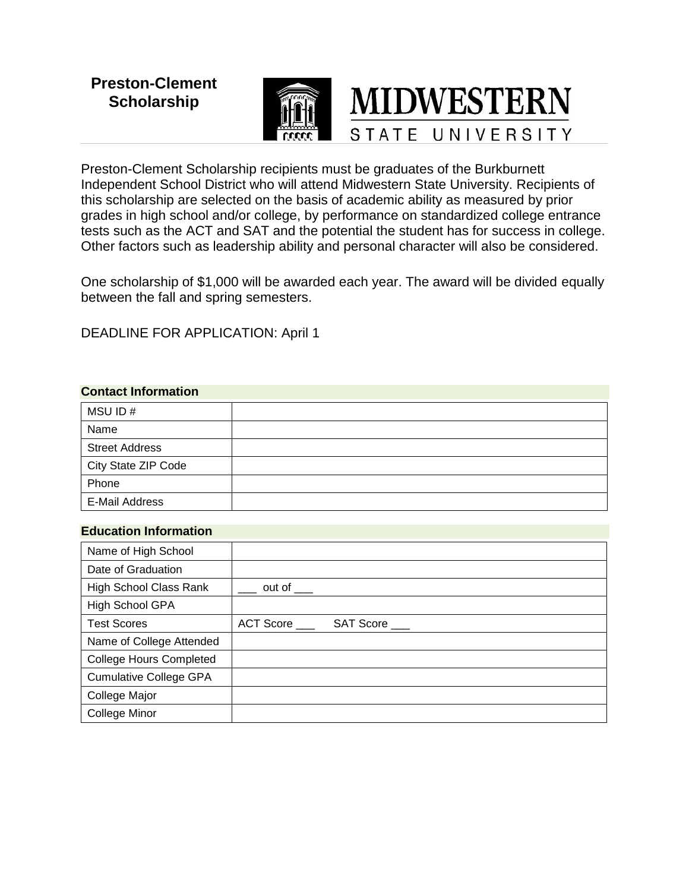# Preston-Clement Scholarship

**MIDWESTERN STATE UNIVERSITY**

Preston-Clement Scholarship recipients must be graduates of the Burkburnett Independent School District who will attend Midwestern State University. Recipients of this scholarship are selected on the basis of academic ability as measured by prior grades in high school and/or college, by performance on standardized college entrance tests such as the ACT and SAT and the potential the student has for success in college. Other factors such as leadership ability and personal character will also be considered.

One scholarship of $1,000 will be awarded each year. The award will be divided equally between the fall and spring semesters.

DEADLINE FOR APPLICATION: April 1

## Contact Information

| | |
|---|---|
| MSU ID # | |
| Name | |
| Street Address | |
| City State ZIP Code | |
| Phone | |
| E-Mail Address | |

## Education Information

| | |
|---|---|
| Name of High School | |
| Date of Graduation | |
| High School Class Rank | ___ out of ___ |
| High School GPA | |
| Test Scores | ACT Score ___ SAT Score ___ |
| Name of College Attended | |
| College Hours Completed | |
| Cumulative College GPA | |
| College Major | |
| College Minor | |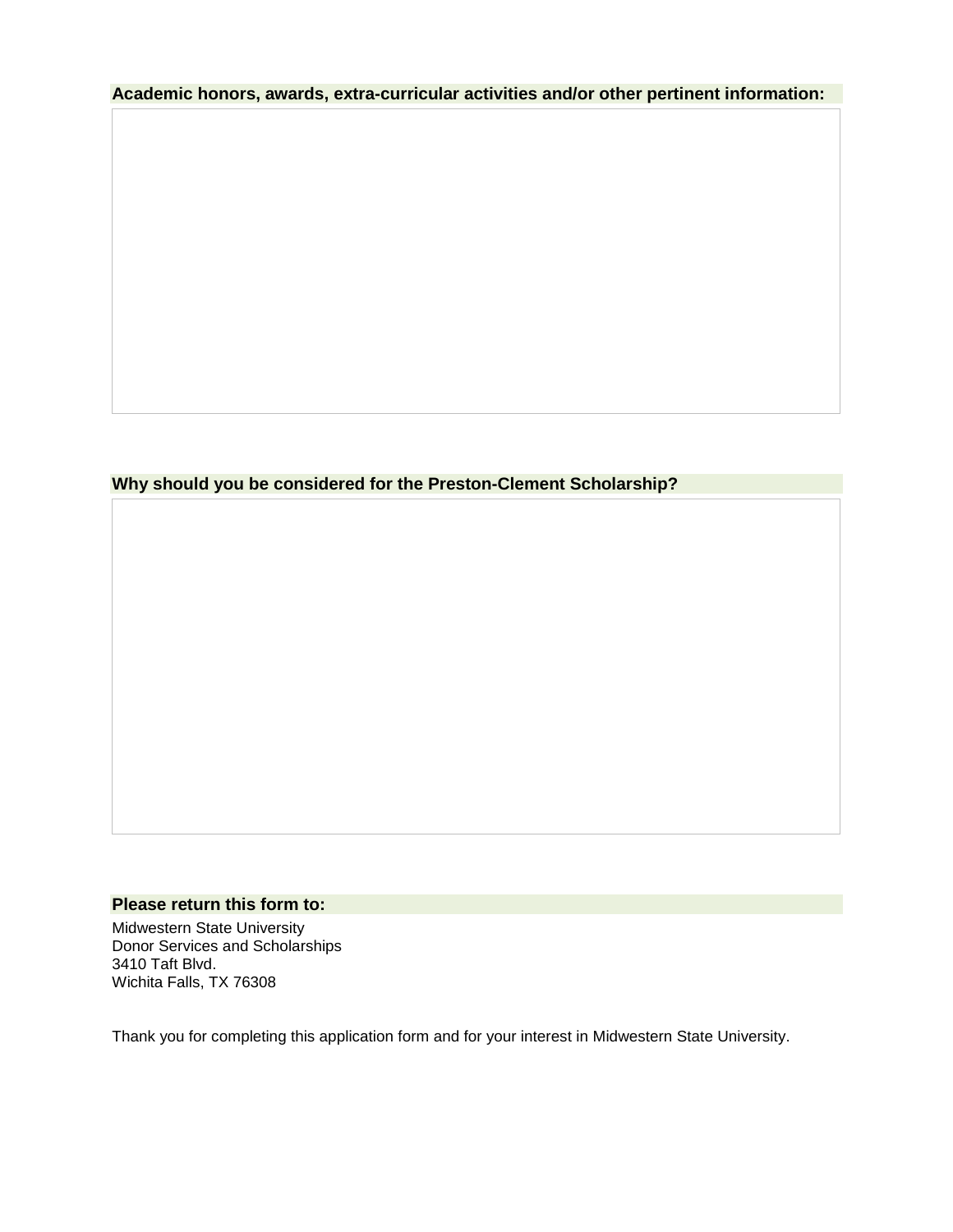**Academic honors, awards, extra-curricular activities and/or other pertinent information:**

**Why should you be considered for the Preston-Clement Scholarship?**

**Please return this form to:**

Midwestern State University
Donor Services and Scholarships
3410 Taft Blvd.
Wichita Falls, TX 76308

Thank you for completing this application form and for your interest in Midwestern State University.